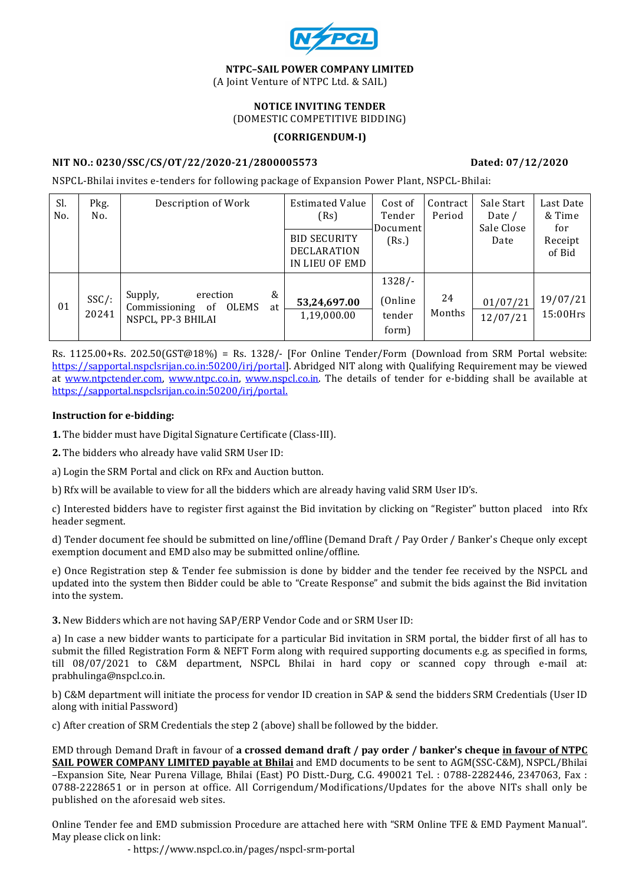**NTPC–SAIL POWER COMPANY LIMITED**
(A Joint Venture of NTPC Ltd. & SAIL)

**NOTICE INVITING TENDER**
(DOMESTIC COMPETITIVE BIDDING)

**(CORRIGENDUM-I)**

**NIT NO.: 0230/SSC/CS/OT/22/2020-21/2800005573** **Dated: 07/12/2020**

NSPCL-Bhilai invites e-tenders for following package of Expansion Power Plant, NSPCL-Bhilai:

| Sl. No. | Pkg. No. | Description of Work | Estimated Value (Rs) / BID SECURITY DECLARATION IN LIEU OF EMD | Cost of Tender Document (Rs.) | Contract Period | Sale Start Date / Sale Close Date | Last Date & Time for Receipt of Bid |
|---|---|---|---|---|---|---|---|
| 01 | SSC/: 20241 | Supply, erection & Commissioning of OLEMS at NSPCL, PP-3 BHILAI | **53,24,697.00** / 1,19,000.00 | 1328/- (Online tender form) | 24 Months | 01/07/21 / 12/07/21 | 19/07/21 15:00Hrs |

Rs. 1125.00+Rs. 202.50(GST@18%) = Rs. 1328/- [For Online Tender/Form (Download from SRM Portal website: https://sapportal.nspclsrijan.co.in:50200/irj/portal]. Abridged NIT along with Qualifying Requirement may be viewed at www.ntpctender.com, www.ntpc.co.in, www.nspcl.co.in. The details of tender for e-bidding shall be available at https://sapportal.nspclsrijan.co.in:50200/irj/portal.

**Instruction for e-bidding:**

**1.** The bidder must have Digital Signature Certificate (Class-III).

**2.** The bidders who already have valid SRM User ID:

a) Login the SRM Portal and click on RFx and Auction button.

b) Rfx will be available to view for all the bidders which are already having valid SRM User ID's.

c) Interested bidders have to register first against the Bid invitation by clicking on "Register" button placed into Rfx header segment.

d) Tender document fee should be submitted on line/offline (Demand Draft / Pay Order / Banker's Cheque only except exemption document and EMD also may be submitted online/offline.

e) Once Registration step & Tender fee submission is done by bidder and the tender fee received by the NSPCL and updated into the system then Bidder could be able to "Create Response" and submit the bids against the Bid invitation into the system.

**3.** New Bidders which are not having SAP/ERP Vendor Code and or SRM User ID:

a) In case a new bidder wants to participate for a particular Bid invitation in SRM portal, the bidder first of all has to submit the filled Registration Form & NEFT Form along with required supporting documents e.g. as specified in forms, till 08/07/2021 to C&M department, NSPCL Bhilai in hard copy or scanned copy through e-mail at: prabhulinga@nspcl.co.in.

b) C&M department will initiate the process for vendor ID creation in SAP & send the bidders SRM Credentials (User ID along with initial Password)

c) After creation of SRM Credentials the step 2 (above) shall be followed by the bidder.

EMD through Demand Draft in favour of **a crossed demand draft / pay order / banker's cheque <u>in favour of NTPC SAIL POWER COMPANY LIMITED payable at Bhilai</u>** and EMD documents to be sent to AGM(SSC-C&M), NSPCL/Bhilai –Expansion Site, Near Purena Village, Bhilai (East) PO Distt.-Durg, C.G. 490021 Tel. : 0788-2282446, 2347063, Fax : 0788-2228651 or in person at office. All Corrigendum/Modifications/Updates for the above NITs shall only be published on the aforesaid web sites.

Online Tender fee and EMD submission Procedure are attached here with "SRM Online TFE & EMD Payment Manual". May please click on link:

- https://www.nspcl.co.in/pages/nspcl-srm-portal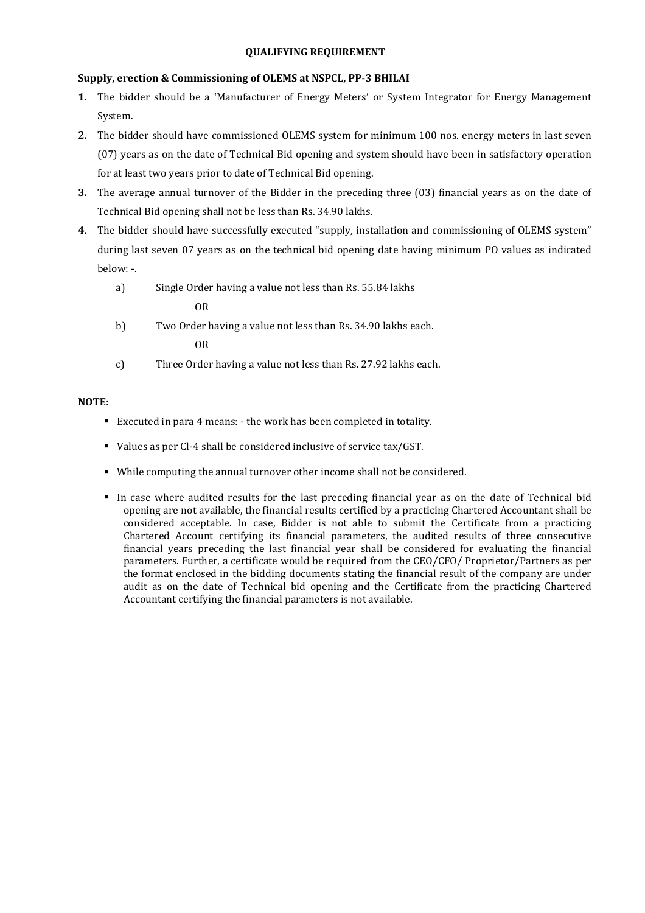# QUALIFYING REQUIREMENT

**Supply, erection & Commissioning of OLEMS at NSPCL, PP-3 BHILAI**

1. The bidder should be a 'Manufacturer of Energy Meters' or System Integrator for Energy Management System.
2. The bidder should have commissioned OLEMS system for minimum 100 nos. energy meters in last seven (07) years as on the date of Technical Bid opening and system should have been in satisfactory operation for at least two years prior to date of Technical Bid opening.
3. The average annual turnover of the Bidder in the preceding three (03) financial years as on the date of Technical Bid opening shall not be less than Rs. 34.90 lakhs.
4. The bidder should have successfully executed "supply, installation and commissioning of OLEMS system" during last seven 07 years as on the technical bid opening date having minimum PO values as indicated below: -.

   a) Single Order having a value not less than Rs. 55.84 lakhs

      OR

   b) Two Order having a value not less than Rs. 34.90 lakhs each.

      OR

   c) Three Order having a value not less than Rs. 27.92 lakhs each.

**NOTE:**

- Executed in para 4 means: - the work has been completed in totality.
- Values as per Cl-4 shall be considered inclusive of service tax/GST.
- While computing the annual turnover other income shall not be considered.
- In case where audited results for the last preceding financial year as on the date of Technical bid opening are not available, the financial results certified by a practicing Chartered Accountant shall be considered acceptable. In case, Bidder is not able to submit the Certificate from a practicing Chartered Account certifying its financial parameters, the audited results of three consecutive financial years preceding the last financial year shall be considered for evaluating the financial parameters. Further, a certificate would be required from the CEO/CFO/ Proprietor/Partners as per the format enclosed in the bidding documents stating the financial result of the company are under audit as on the date of Technical bid opening and the Certificate from the practicing Chartered Accountant certifying the financial parameters is not available.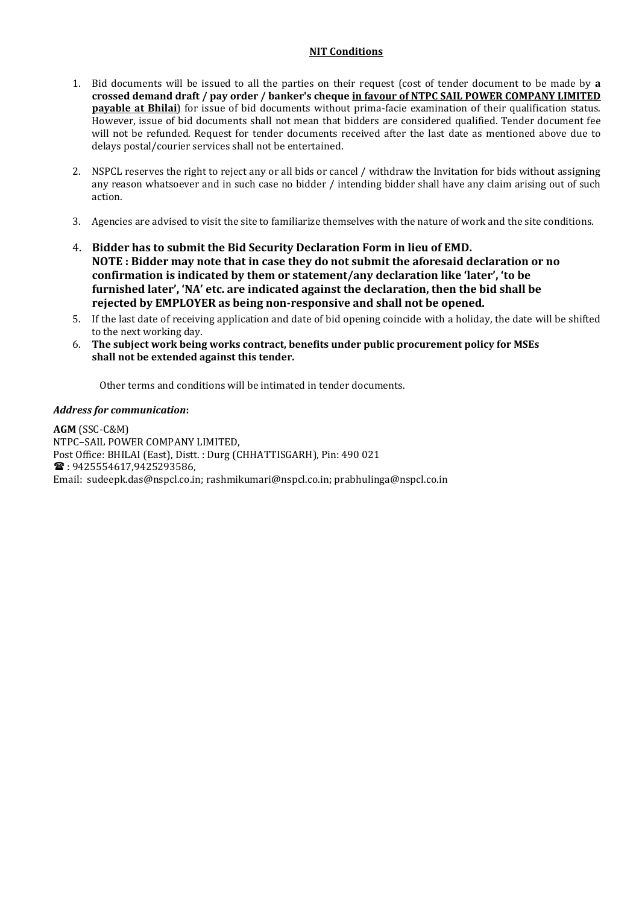## NIT Conditions

1. Bid documents will be issued to all the parties on their request (cost of tender document to be made by **a crossed demand draft / pay order / banker's cheque <u>in favour of NTPC SAIL POWER COMPANY LIMITED payable at Bhilai</u>**) for issue of bid documents without prima-facie examination of their qualification status. However, issue of bid documents shall not mean that bidders are considered qualified. Tender document fee will not be refunded. Request for tender documents received after the last date as mentioned above due to delays postal/courier services shall not be entertained.

2. NSPCL reserves the right to reject any or all bids or cancel / withdraw the Invitation for bids without assigning any reason whatsoever and in such case no bidder / intending bidder shall have any claim arising out of such action.

3. Agencies are advised to visit the site to familiarize themselves with the nature of work and the site conditions.

4. **Bidder has to submit the Bid Security Declaration Form in lieu of EMD.**
   **NOTE : Bidder may note that in case they do not submit the aforesaid declaration or no confirmation is indicated by them or statement/any declaration like 'later', 'to be furnished later', 'NA' etc. are indicated against the declaration, then the bid shall be rejected by EMPLOYER as being non-responsive and shall not be opened.**

5. If the last date of receiving application and date of bid opening coincide with a holiday, the date will be shifted to the next working day.

6. **The subject work being works contract, benefits under public procurement policy for MSEs shall not be extended against this tender.**

Other terms and conditions will be intimated in tender documents.

***Address for communication*:**

**AGM** (SSC-C&M)
NTPC–SAIL POWER COMPANY LIMITED,
Post Office: BHILAI (East), Distt. : Durg (CHHATTISGARH), Pin: 490 021
☎ : 9425554617,9425293586,
Email: sudeepk.das@nspcl.co.in; rashmikumari@nspcl.co.in; prabhulinga@nspcl.co.in